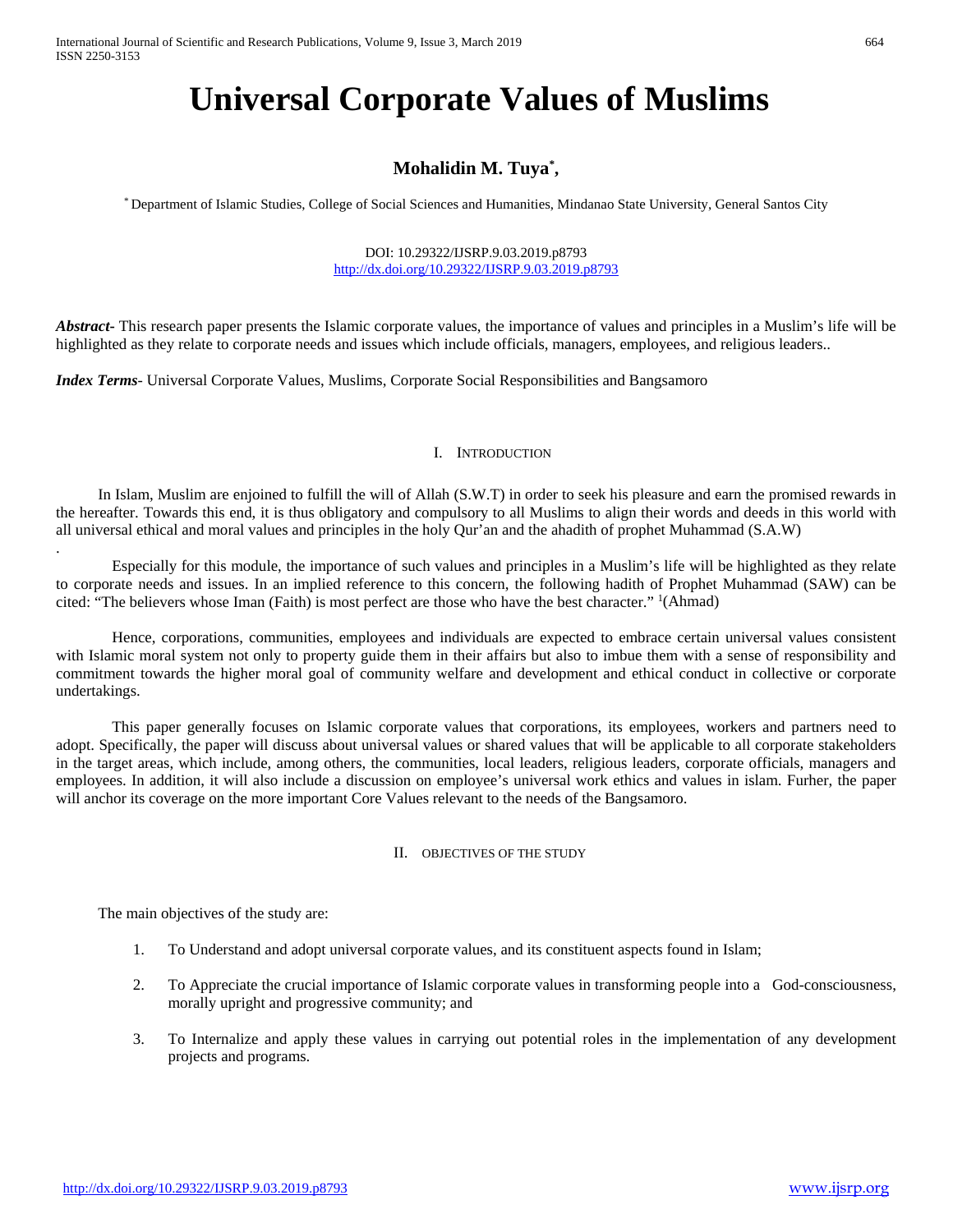# Universal Corporate Values of Muslims

**Mohalidin M. Tuya[*],**

[*] Department of Islamic Studies, College of Social Sciences and Humanities, Mindanao State University, General Santos City

DOI: 10.29322/IJSRP.9.03.2019.p8793
http://dx.doi.org/10.29322/IJSRP.9.03.2019.p8793

***Abstract***- This research paper presents the Islamic corporate values, the importance of values and principles in a Muslim's life will be highlighted as they relate to corporate needs and issues which include officials, managers, employees, and religious leaders..

***Index Terms***- Universal Corporate Values, Muslims, Corporate Social Responsibilities and Bangsamoro

## I. Introduction

In Islam, Muslim are enjoined to fulfill the will of Allah (S.W.T) in order to seek his pleasure and earn the promised rewards in the hereafter. Towards this end, it is thus obligatory and compulsory to all Muslims to align their words and deeds in this world with all universal ethical and moral values and principles in the holy Qur'an and the ahadith of prophet Muhammad (S.A.W)

.

Especially for this module, the importance of such values and principles in a Muslim's life will be highlighted as they relate to corporate needs and issues. In an implied reference to this concern, the following hadith of Prophet Muhammad (SAW) can be cited: "The believers whose Iman (Faith) is most perfect are those who have the best character." [1](Ahmad)

Hence, corporations, communities, employees and individuals are expected to embrace certain universal values consistent with Islamic moral system not only to property guide them in their affairs but also to imbue them with a sense of responsibility and commitment towards the higher moral goal of community welfare and development and ethical conduct in collective or corporate undertakings.

This paper generally focuses on Islamic corporate values that corporations, its employees, workers and partners need to adopt. Specifically, the paper will discuss about universal values or shared values that will be applicable to all corporate stakeholders in the target areas, which include, among others, the communities, local leaders, religious leaders, corporate officials, managers and employees. In addition, it will also include a discussion on employee's universal work ethics and values in islam. Furher, the paper will anchor its coverage on the more important Core Values relevant to the needs of the Bangsamoro.

## II. Objectives of the Study

The main objectives of the study are:

1. To Understand and adopt universal corporate values, and its constituent aspects found in Islam;
2. To Appreciate the crucial importance of Islamic corporate values in transforming people into a God-consciousness, morally upright and progressive community; and
3. To Internalize and apply these values in carrying out potential roles in the implementation of any development projects and programs.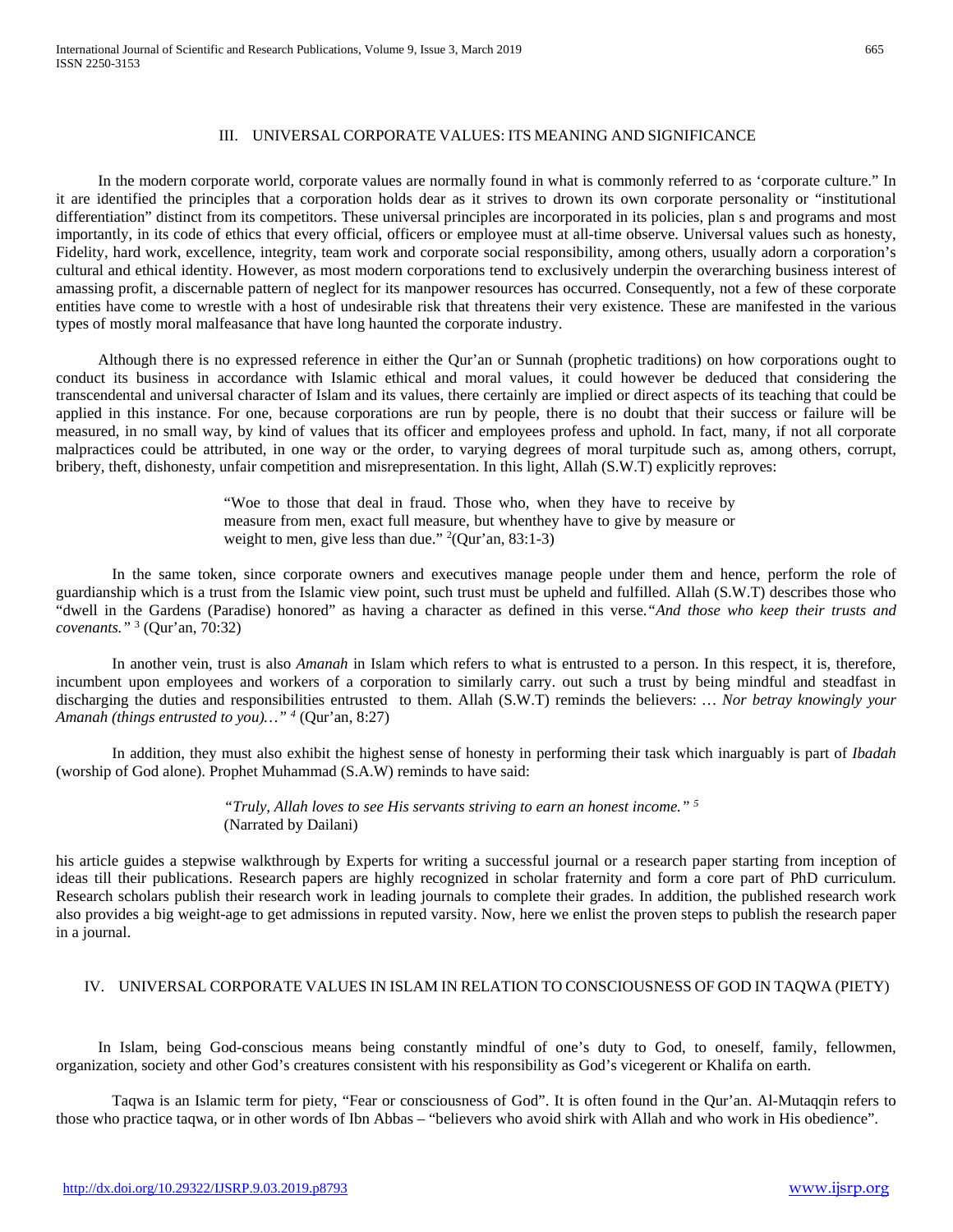## III. UNIVERSAL CORPORATE VALUES: ITS MEANING AND SIGNIFICANCE

In the modern corporate world, corporate values are normally found in what is commonly referred to as 'corporate culture." In it are identified the principles that a corporation holds dear as it strives to drown its own corporate personality or "institutional differentiation" distinct from its competitors. These universal principles are incorporated in its policies, plan s and programs and most importantly, in its code of ethics that every official, officers or employee must at all-time observe. Universal values such as honesty, Fidelity, hard work, excellence, integrity, team work and corporate social responsibility, among others, usually adorn a corporation's cultural and ethical identity. However, as most modern corporations tend to exclusively underpin the overarching business interest of amassing profit, a discernable pattern of neglect for its manpower resources has occurred. Consequently, not a few of these corporate entities have come to wrestle with a host of undesirable risk that threatens their very existence. These are manifested in the various types of mostly moral malfeasance that have long haunted the corporate industry.

Although there is no expressed reference in either the Qur'an or Sunnah (prophetic traditions) on how corporations ought to conduct its business in accordance with Islamic ethical and moral values, it could however be deduced that considering the transcendental and universal character of Islam and its values, there certainly are implied or direct aspects of its teaching that could be applied in this instance. For one, because corporations are run by people, there is no doubt that their success or failure will be measured, in no small way, by kind of values that its officer and employees profess and uphold. In fact, many, if not all corporate malpractices could be attributed, in one way or the order, to varying degrees of moral turpitude such as, among others, corrupt, bribery, theft, dishonesty, unfair competition and misrepresentation. In this light, Allah (S.W.T) explicitly reproves:

> "Woe to those that deal in fraud. Those who, when they have to receive by measure from men, exact full measure, but whenthey have to give by measure or weight to men, give less than due." [2](Qur'an, 83:1-3)

In the same token, since corporate owners and executives manage people under them and hence, perform the role of guardianship which is a trust from the Islamic view point, such trust must be upheld and fulfilled. Allah (S.W.T) describes those who "dwell in the Gardens (Paradise) honored" as having a character as defined in this verse.*"And those who keep their trusts and covenants."* [3] (Qur'an, 70:32)

In another vein, trust is also *Amanah* in Islam which refers to what is entrusted to a person. In this respect, it is, therefore, incumbent upon employees and workers of a corporation to similarly carry. out such a trust by being mindful and steadfast in discharging the duties and responsibilities entrusted to them. Allah (S.W.T) reminds the believers: … *Nor betray knowingly your Amanah (things entrusted to you)…"* [4] (Qur'an, 8:27)

In addition, they must also exhibit the highest sense of honesty in performing their task which inarguably is part of *Ibadah* (worship of God alone). Prophet Muhammad (S.A.W) reminds to have said:

> *"Truly, Allah loves to see His servants striving to earn an honest income."* [5]
> (Narrated by Dailani)

his article guides a stepwise walkthrough by Experts for writing a successful journal or a research paper starting from inception of ideas till their publications. Research papers are highly recognized in scholar fraternity and form a core part of PhD curriculum. Research scholars publish their research work in leading journals to complete their grades. In addition, the published research work also provides a big weight-age to get admissions in reputed varsity. Now, here we enlist the proven steps to publish the research paper in a journal.

## IV. UNIVERSAL CORPORATE VALUES IN ISLAM IN RELATION TO CONSCIOUSNESS OF GOD IN TAQWA (PIETY)

In Islam, being God-conscious means being constantly mindful of one's duty to God, to oneself, family, fellowmen, organization, society and other God's creatures consistent with his responsibility as God's vicegerent or Khalifa on earth.

Taqwa is an Islamic term for piety, "Fear or consciousness of God". It is often found in the Qur'an. Al-Mutaqqin refers to those who practice taqwa, or in other words of Ibn Abbas – "believers who avoid shirk with Allah and who work in His obedience".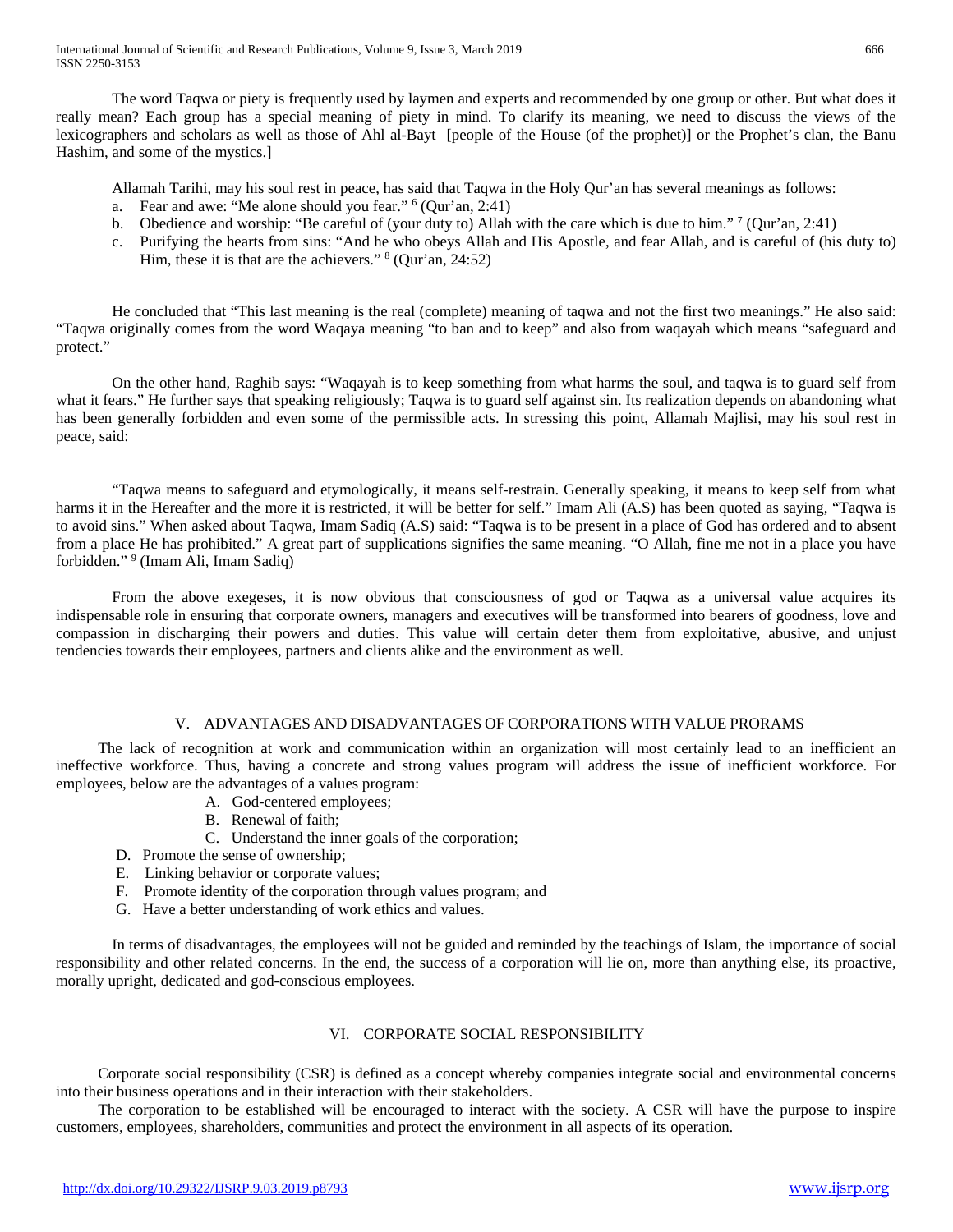The word Taqwa or piety is frequently used by laymen and experts and recommended by one group or other. But what does it really mean? Each group has a special meaning of piety in mind. To clarify its meaning, we need to discuss the views of the lexicographers and scholars as well as those of Ahl al-Bayt [people of the House (of the prophet)] or the Prophet's clan, the Banu Hashim, and some of the mystics.]

Allamah Tarihi, may his soul rest in peace, has said that Taqwa in the Holy Qur'an has several meanings as follows:

a. Fear and awe: "Me alone should you fear." [6] (Qur'an, 2:41)
b. Obedience and worship: "Be careful of (your duty to) Allah with the care which is due to him." [7] (Qur'an, 2:41)
c. Purifying the hearts from sins: "And he who obeys Allah and His Apostle, and fear Allah, and is careful of (his duty to) Him, these it is that are the achievers." [8] (Qur'an, 24:52)

He concluded that "This last meaning is the real (complete) meaning of taqwa and not the first two meanings." He also said: "Taqwa originally comes from the word Waqaya meaning "to ban and to keep" and also from waqayah which means "safeguard and protect."

On the other hand, Raghib says: "Waqayah is to keep something from what harms the soul, and taqwa is to guard self from what it fears." He further says that speaking religiously; Taqwa is to guard self against sin. Its realization depends on abandoning what has been generally forbidden and even some of the permissible acts. In stressing this point, Allamah Majlisi, may his soul rest in peace, said:

"Taqwa means to safeguard and etymologically, it means self-restrain. Generally speaking, it means to keep self from what harms it in the Hereafter and the more it is restricted, it will be better for self." Imam Ali (A.S) has been quoted as saying, "Taqwa is to avoid sins." When asked about Taqwa, Imam Sadiq (A.S) said: "Taqwa is to be present in a place of God has ordered and to absent from a place He has prohibited." A great part of supplications signifies the same meaning. "O Allah, fine me not in a place you have forbidden." [9] (Imam Ali, Imam Sadiq)

From the above exegeses, it is now obvious that consciousness of god or Taqwa as a universal value acquires its indispensable role in ensuring that corporate owners, managers and executives will be transformed into bearers of goodness, love and compassion in discharging their powers and duties. This value will certain deter them from exploitative, abusive, and unjust tendencies towards their employees, partners and clients alike and the environment as well.

## V. ADVANTAGES AND DISADVANTAGES OF CORPORATIONS WITH VALUE PRORAMS

The lack of recognition at work and communication within an organization will most certainly lead to an inefficient an ineffective workforce. Thus, having a concrete and strong values program will address the issue of inefficient workforce. For employees, below are the advantages of a values program:

A. God-centered employees;
B. Renewal of faith;
C. Understand the inner goals of the corporation;
D. Promote the sense of ownership;
E. Linking behavior or corporate values;
F. Promote identity of the corporation through values program; and
G. Have a better understanding of work ethics and values.

In terms of disadvantages, the employees will not be guided and reminded by the teachings of Islam, the importance of social responsibility and other related concerns. In the end, the success of a corporation will lie on, more than anything else, its proactive, morally upright, dedicated and god-conscious employees.

## VI. CORPORATE SOCIAL RESPONSIBILITY

Corporate social responsibility (CSR) is defined as a concept whereby companies integrate social and environmental concerns into their business operations and in their interaction with their stakeholders.

The corporation to be established will be encouraged to interact with the society. A CSR will have the purpose to inspire customers, employees, shareholders, communities and protect the environment in all aspects of its operation.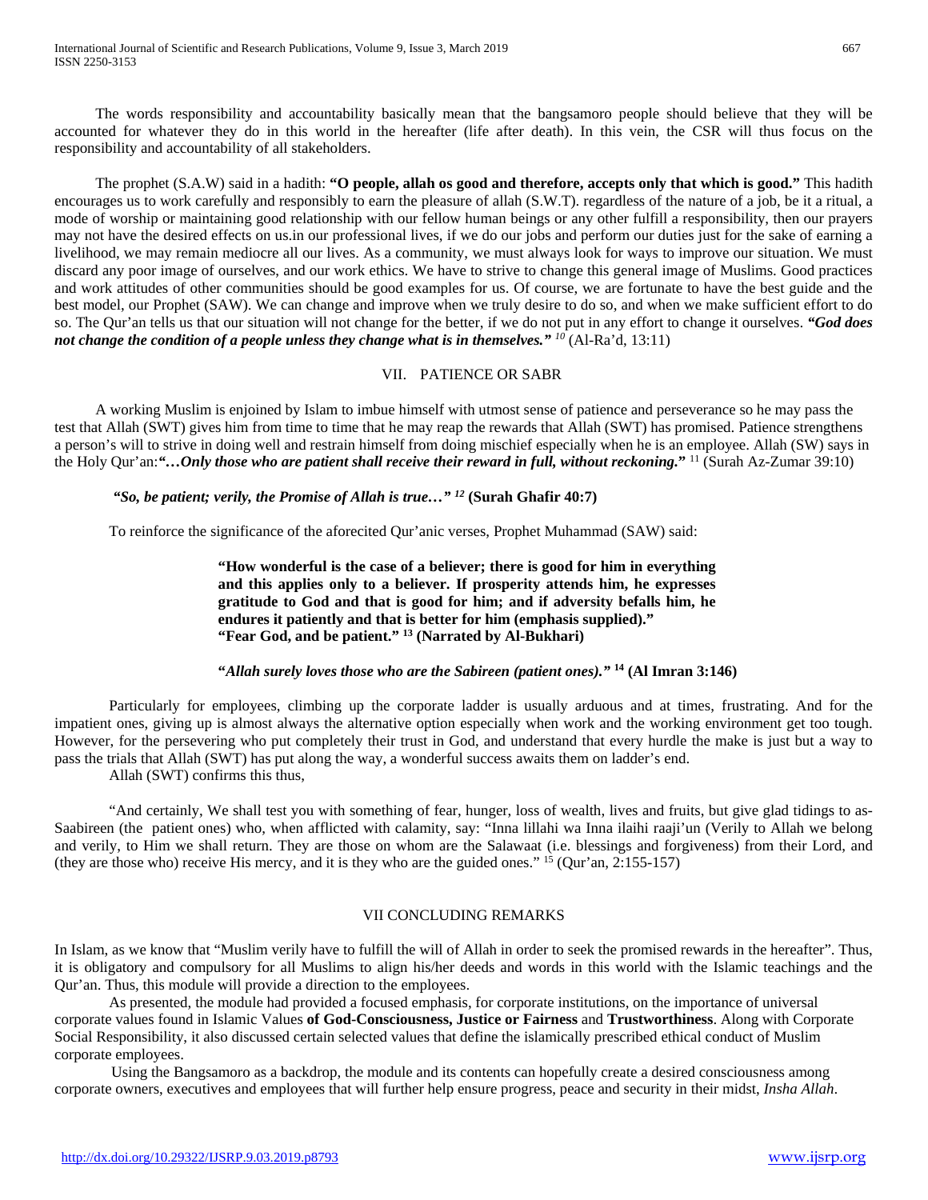The words responsibility and accountability basically mean that the bangsamoro people should believe that they will be accounted for whatever they do in this world in the hereafter (life after death). In this vein, the CSR will thus focus on the responsibility and accountability of all stakeholders.

The prophet (S.A.W) said in a hadith: **"O people, allah os good and therefore, accepts only that which is good."** This hadith encourages us to work carefully and responsibly to earn the pleasure of allah (S.W.T). regardless of the nature of a job, be it a ritual, a mode of worship or maintaining good relationship with our fellow human beings or any other fulfill a responsibility, then our prayers may not have the desired effects on us.in our professional lives, if we do our jobs and perform our duties just for the sake of earning a livelihood, we may remain mediocre all our lives. As a community, we must always look for ways to improve our situation. We must discard any poor image of ourselves, and our work ethics. We have to strive to change this general image of Muslims. Good practices and work attitudes of other communities should be good examples for us. Of course, we are fortunate to have the best guide and the best model, our Prophet (SAW). We can change and improve when we truly desire to do so, and when we make sufficient effort to do so. The Qur'an tells us that our situation will not change for the better, if we do not put in any effort to change it ourselves. ***"God does not change the condition of a people unless they change what is in themselves."*** [10] (Al-Ra'd, 13:11)

## VII. PATIENCE OR SABR

A working Muslim is enjoined by Islam to imbue himself with utmost sense of patience and perseverance so he may pass the test that Allah (SWT) gives him from time to time that he may reap the rewards that Allah (SWT) has promised. Patience strengthens a person's will to strive in doing well and restrain himself from doing mischief especially when he is an employee. Allah (SW) says in the Holy Qur'an:***"…Only those who are patient shall receive their reward in full, without reckoning."*** [11] (Surah Az-Zumar 39:10)

***"So, be patient; verily, the Promise of Allah is true…"*** [12] **(Surah Ghafir 40:7)**

To reinforce the significance of the aforecited Qur'anic verses, Prophet Muhammad (SAW) said:

> **"How wonderful is the case of a believer; there is good for him in everything and this applies only to a believer. If prosperity attends him, he expresses gratitude to God and that is good for him; and if adversity befalls him, he endures it patiently and that is better for him (emphasis supplied)."**
> **"Fear God, and be patient."** [13] **(Narrated by Al-Bukhari)**

***"Allah surely loves those who are the Sabireen (patient ones)."*** [14] **(Al Imran 3:146)**

Particularly for employees, climbing up the corporate ladder is usually arduous and at times, frustrating. And for the impatient ones, giving up is almost always the alternative option especially when work and the working environment get too tough. However, for the persevering who put completely their trust in God, and understand that every hurdle the make is just but a way to pass the trials that Allah (SWT) has put along the way, a wonderful success awaits them on ladder's end.

Allah (SWT) confirms this thus,

"And certainly, We shall test you with something of fear, hunger, loss of wealth, lives and fruits, but give glad tidings to as-Saabireen (the patient ones) who, when afflicted with calamity, say: "Inna lillahi wa Inna ilaihi raaji'un (Verily to Allah we belong and verily, to Him we shall return. They are those on whom are the Salawaat (i.e. blessings and forgiveness) from their Lord, and (they are those who) receive His mercy, and it is they who are the guided ones." [15] (Qur'an, 2:155-157)

## VII CONCLUDING REMARKS

In Islam, as we know that "Muslim verily have to fulfill the will of Allah in order to seek the promised rewards in the hereafter". Thus, it is obligatory and compulsory for all Muslims to align his/her deeds and words in this world with the Islamic teachings and the Qur'an. Thus, this module will provide a direction to the employees.

As presented, the module had provided a focused emphasis, for corporate institutions, on the importance of universal corporate values found in Islamic Values **of God-Consciousness, Justice or Fairness** and **Trustworthiness**. Along with Corporate Social Responsibility, it also discussed certain selected values that define the islamically prescribed ethical conduct of Muslim corporate employees.

Using the Bangsamoro as a backdrop, the module and its contents can hopefully create a desired consciousness among corporate owners, executives and employees that will further help ensure progress, peace and security in their midst, *Insha Allah*.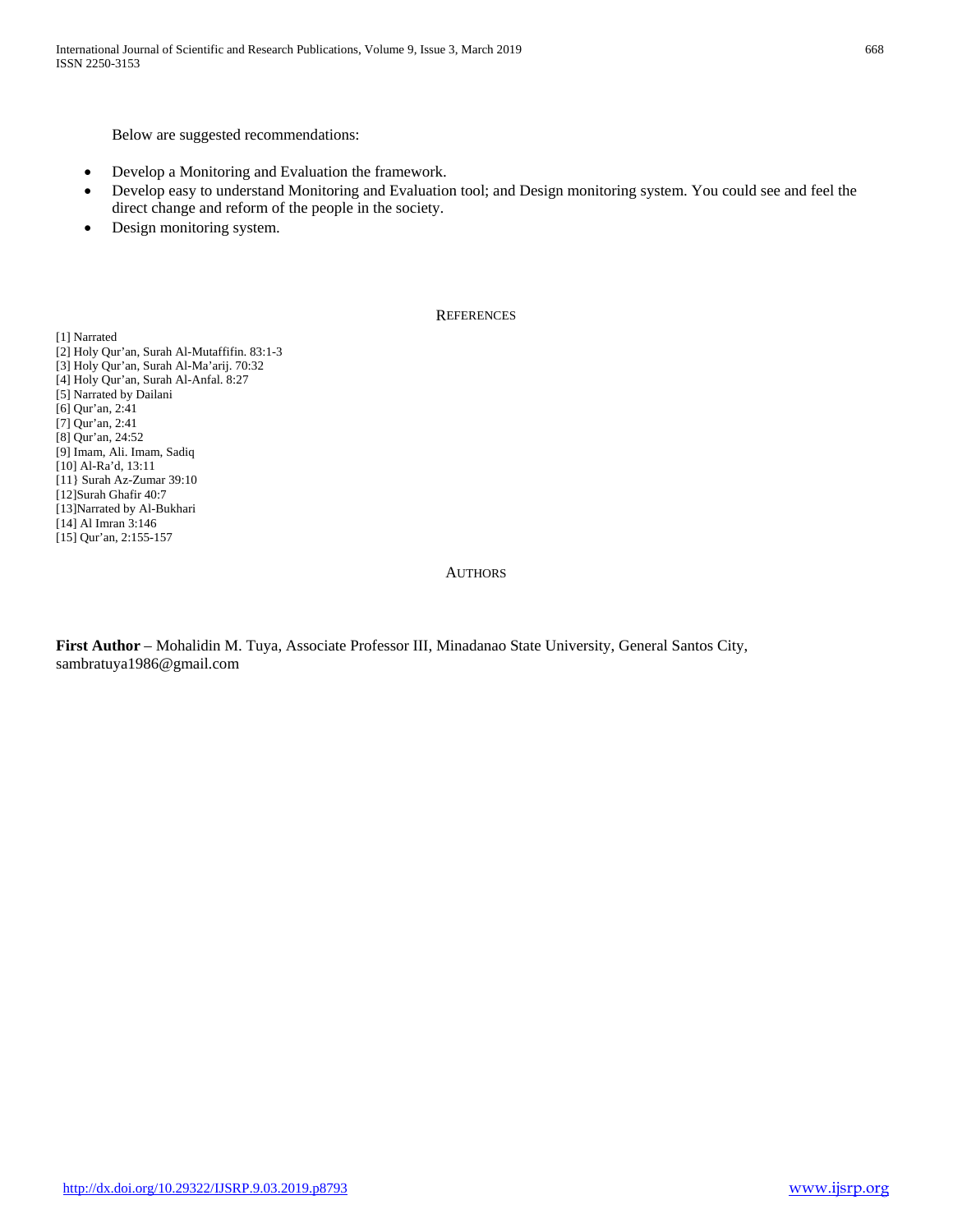Below are suggested recommendations:

- Develop a Monitoring and Evaluation the framework.
- Develop easy to understand Monitoring and Evaluation tool; and Design monitoring system. You could see and feel the direct change and reform of the people in the society.
- Design monitoring system.

## REFERENCES

[1] Narrated
[2] Holy Qur'an, Surah Al-Mutaffifin. 83:1-3
[3] Holy Qur'an, Surah Al-Ma'arij. 70:32
[4] Holy Qur'an, Surah Al-Anfal. 8:27
[5] Narrated by Dailani
[6] Qur'an, 2:41
[7] Qur'an, 2:41
[8] Qur'an, 24:52
[9] Imam, Ali. Imam, Sadiq
[10] Al-Ra'd, 13:11
[11} Surah Az-Zumar 39:10
[12]Surah Ghafir 40:7
[13]Narrated by Al-Bukhari
[14] Al Imran 3:146
[15] Qur'an, 2:155-157

## AUTHORS

**First Author** – Mohalidin M. Tuya, Associate Professor III, Minadanao State University, General Santos City, sambratuya1986@gmail.com